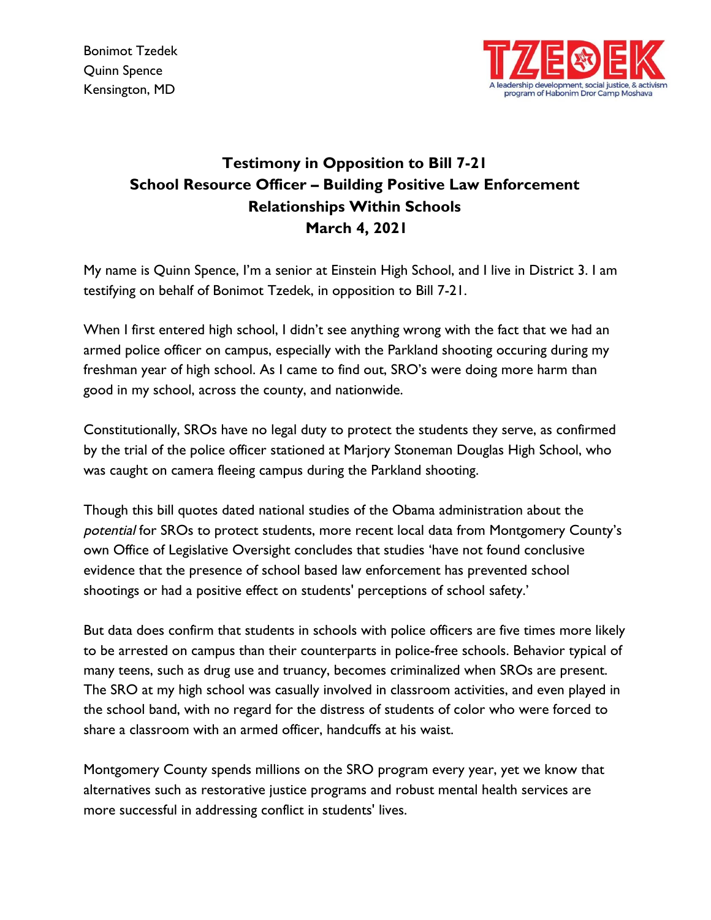Bonimot Tzedek
Quinn Spence
Kensington, MD

TZEDEK
A leadership development, social justice, & activism program of Habonim Dror Camp Moshava

# Testimony in Opposition to Bill 7-21
## School Resource Officer – Building Positive Law Enforcement Relationships Within Schools
## March 4, 2021

My name is Quinn Spence, I'm a senior at Einstein High School, and I live in District 3. I am testifying on behalf of Bonimot Tzedek, in opposition to Bill 7-21.

When I first entered high school, I didn't see anything wrong with the fact that we had an armed police officer on campus, especially with the Parkland shooting occuring during my freshman year of high school. As I came to find out, SRO's were doing more harm than good in my school, across the county, and nationwide.

Constitutionally, SROs have no legal duty to protect the students they serve, as confirmed by the trial of the police officer stationed at Marjory Stoneman Douglas High School, who was caught on camera fleeing campus during the Parkland shooting.

Though this bill quotes dated national studies of the Obama administration about the *potential* for SROs to protect students, more recent local data from Montgomery County's own Office of Legislative Oversight concludes that studies 'have not found conclusive evidence that the presence of school based law enforcement has prevented school shootings or had a positive effect on students' perceptions of school safety.'

But data does confirm that students in schools with police officers are five times more likely to be arrested on campus than their counterparts in police-free schools. Behavior typical of many teens, such as drug use and truancy, becomes criminalized when SROs are present. The SRO at my high school was casually involved in classroom activities, and even played in the school band, with no regard for the distress of students of color who were forced to share a classroom with an armed officer, handcuffs at his waist.

Montgomery County spends millions on the SRO program every year, yet we know that alternatives such as restorative justice programs and robust mental health services are more successful in addressing conflict in students' lives.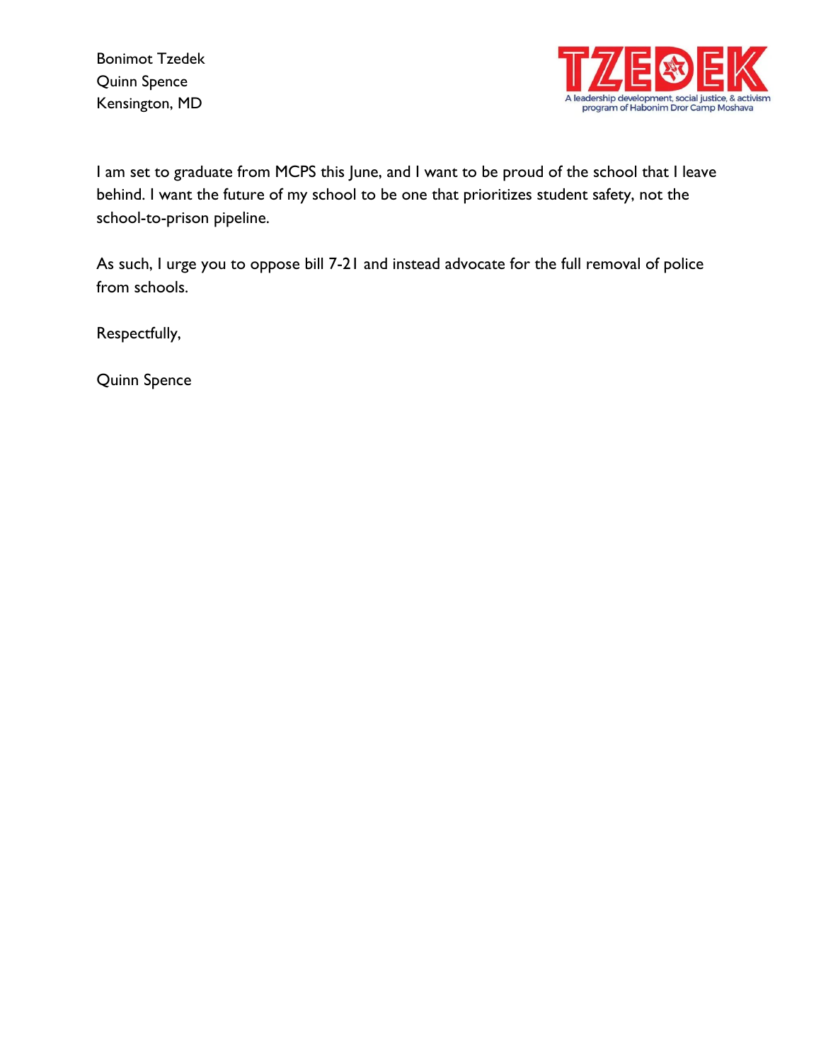Bonimot Tzedek
Quinn Spence
Kensington, MD

TZEDEK
A leadership development, social justice, & activism program of Habonim Dror Camp Moshava

I am set to graduate from MCPS this June, and I want to be proud of the school that I leave behind. I want the future of my school to be one that prioritizes student safety, not the school-to-prison pipeline.

As such, I urge you to oppose bill 7-21 and instead advocate for the full removal of police from schools.

Respectfully,

Quinn Spence